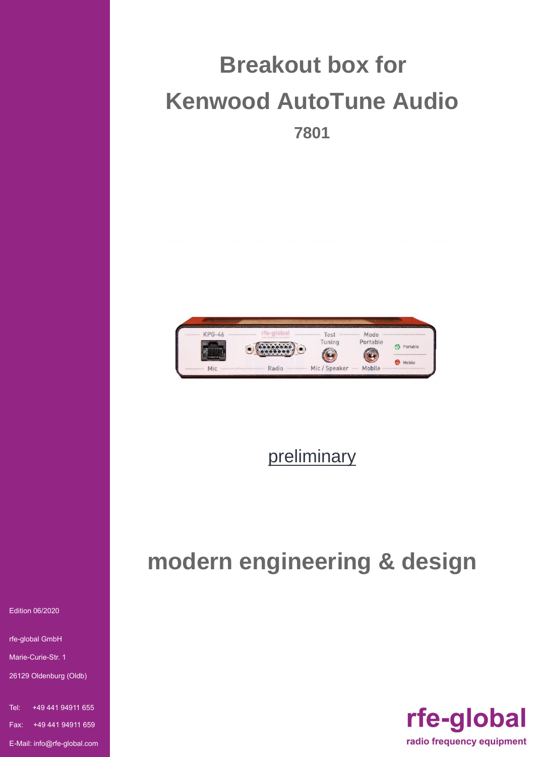# Breakout box for Kenwood AutoTune Audio

## 7801

preliminary

## modern engineering & design

Edition 06/2020

rfe-global GmbH

Marie-Curie-Str. 1

26129 Oldenburg (Oldb)

Tel: +49 441 94911 655

Fax: +49 441 94911 659

E-Mail: info@rfe-global.com

**rfe-global**

**radio frequency equipment**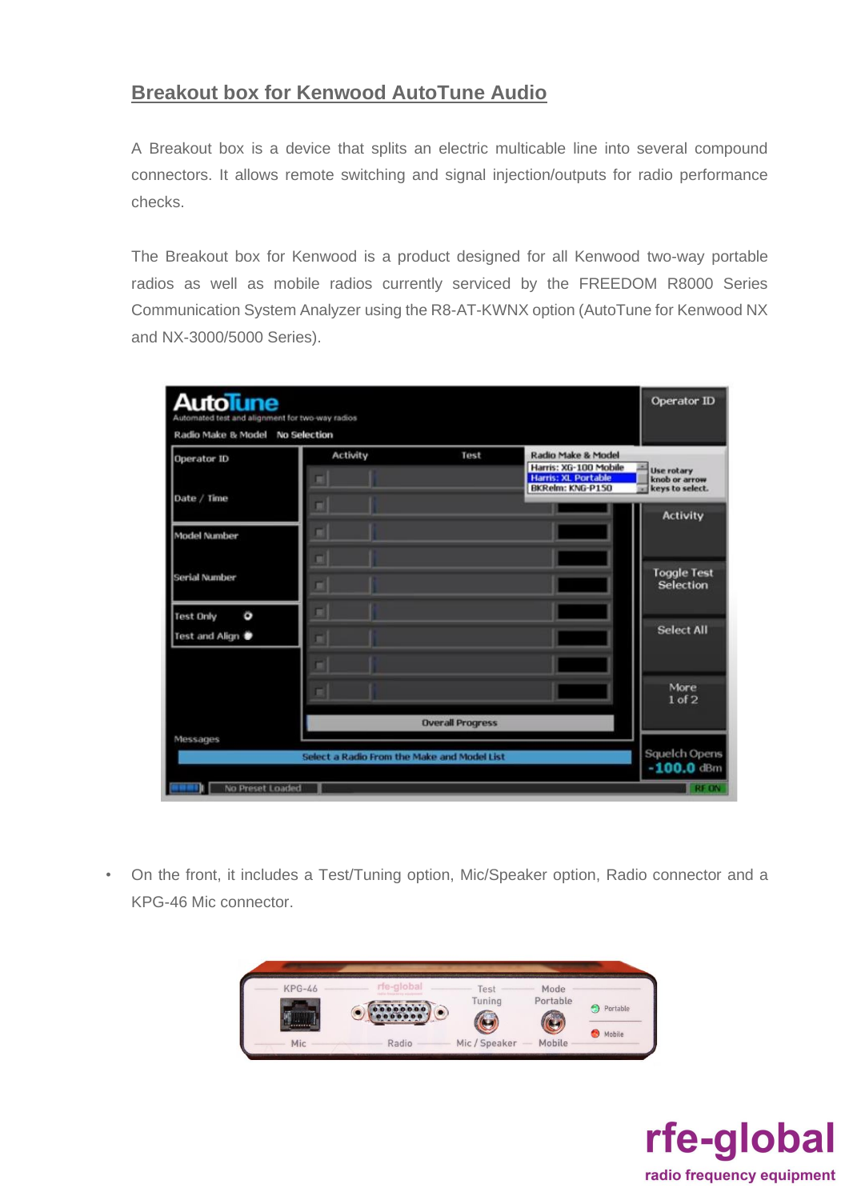## Breakout box for Kenwood AutoTune Audio

A Breakout box is a device that splits an electric multicable line into several compound connectors. It allows remote switching and signal injection/outputs for radio performance checks.

The Breakout box for Kenwood is a product designed for all Kenwood two-way portable radios as well as mobile radios currently serviced by the FREEDOM R8000 Series Communication System Analyzer using the R8-AT-KWNX option (AutoTune for Kenwood NX and NX-3000/5000 Series).

- On the front, it includes a Test/Tuning option, Mic/Speaker option, Radio connector and a KPG-46 Mic connector.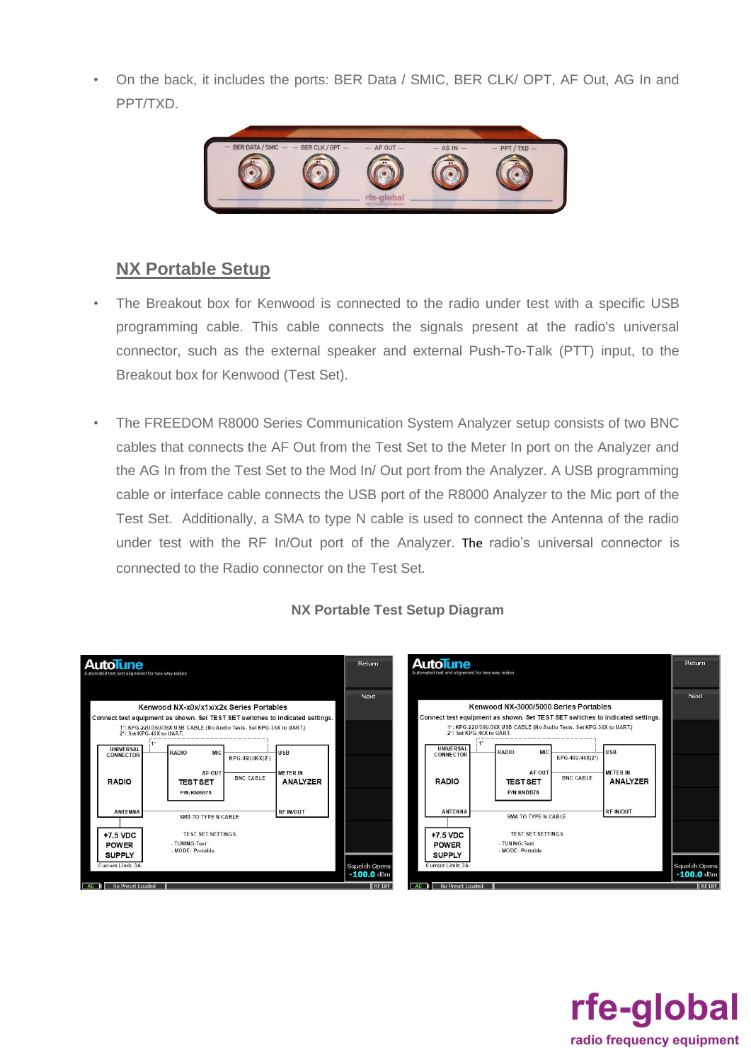- On the back, it includes the ports: BER Data / SMIC, BER CLK/ OPT, AF Out, AG In and PPT/TXD.

## NX Portable Setup

- The Breakout box for Kenwood is connected to the radio under test with a specific USB programming cable. This cable connects the signals present at the radio's universal connector, such as the external speaker and external Push-To-Talk (PTT) input, to the Breakout box for Kenwood (Test Set).

- The FREEDOM R8000 Series Communication System Analyzer setup consists of two BNC cables that connects the AF Out from the Test Set to the Meter In port on the Analyzer and the AG In from the Test Set to the Mod In/ Out port from the Analyzer. A USB programming cable or interface cable connects the USB port of the R8000 Analyzer to the Mic port of the Test Set. Additionally, a SMA to type N cable is used to connect the Antenna of the radio under test with the RF In/Out port of the Analyzer. The radio's universal connector is connected to the Radio connector on the Test Set.

**NX Portable Test Setup Diagram**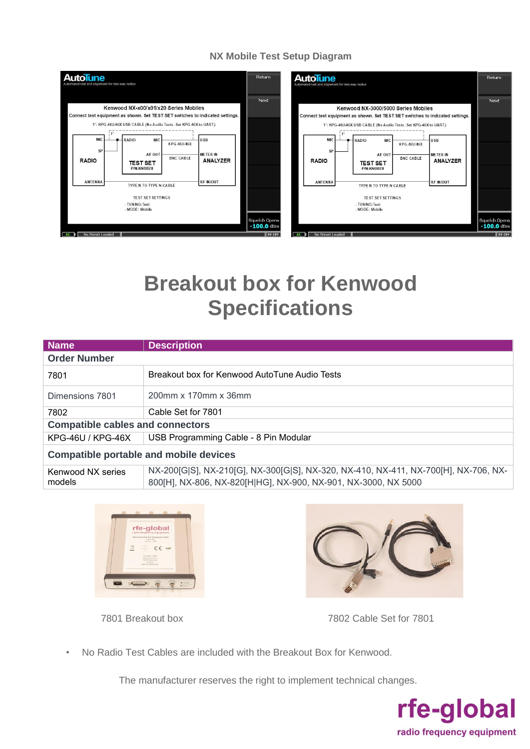NX Mobile Test Setup Diagram

# Breakout box for Kenwood Specifications

| Name | Description |
|---|---|
| **Order Number** | |
| 7801 | Breakout box for Kenwood AutoTune Audio Tests |
| Dimensions 7801 | 200mm x 170mm x 36mm |
| 7802 | Cable Set for 7801 |
| **Compatible cables and connectors** | |
| KPG-46U / KPG-46X | USB Programming Cable - 8 Pin Modular |
| **Compatible portable and mobile devices** | |
| Kenwood NX series models | NX-200[G|S], NX-210[G], NX-300[G|S], NX-320, NX-410, NX-411, NX-700[H], NX-706, NX-800[H], NX-806, NX-820[H|HG], NX-900, NX-901, NX-3000, NX 5000 |

7801 Breakout box

7802 Cable Set for 7801

- No Radio Test Cables are included with the Breakout Box for Kenwood.

The manufacturer reserves the right to implement technical changes.

rfe-global
radio frequency equipment